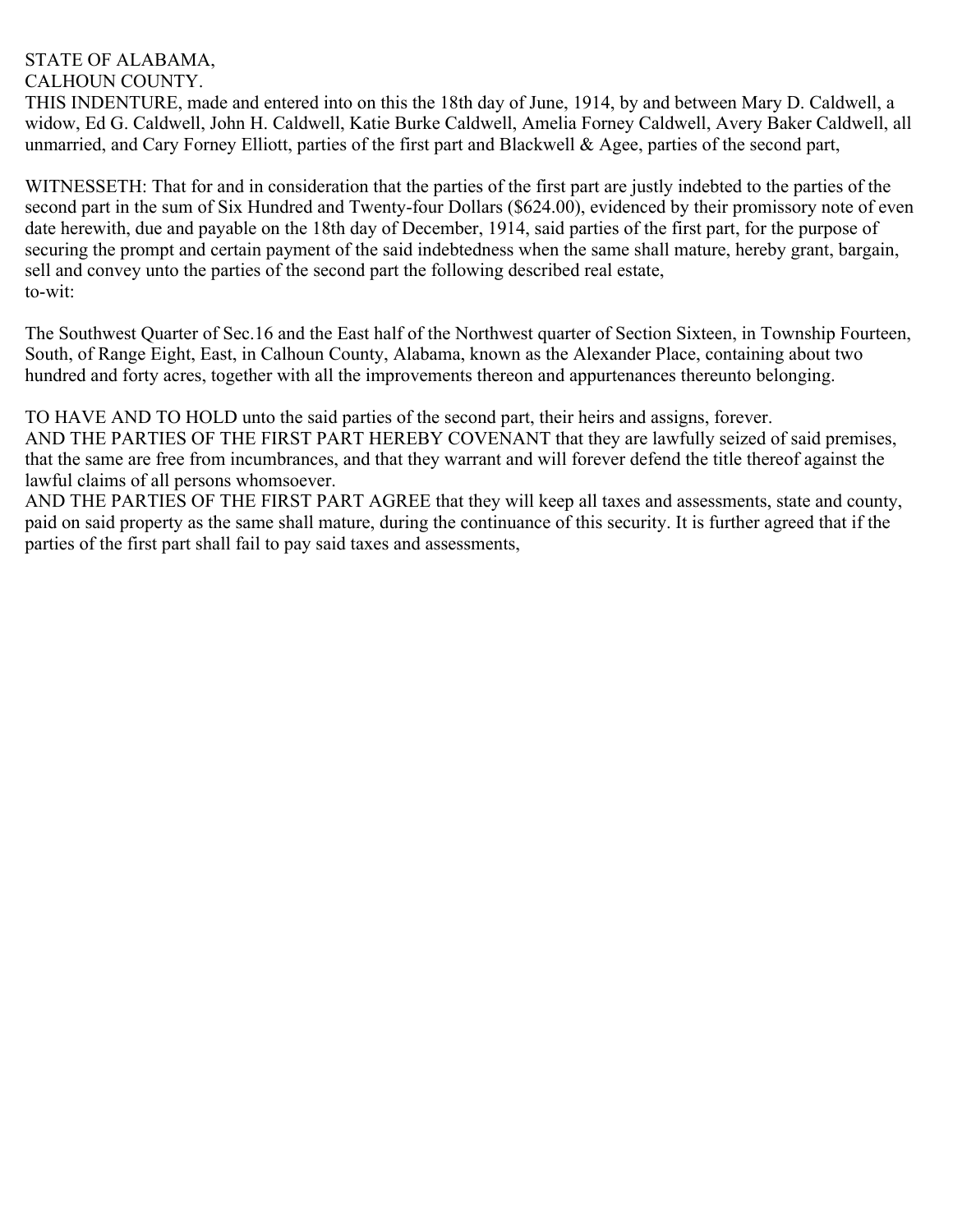STATE OF ALABAMA,
CALHOUN COUNTY.

THIS INDENTURE, made and entered into on this the 18th day of June, 1914, by and between Mary D. Caldwell, a widow, Ed G. Caldwell, John H. Caldwell, Katie Burke Caldwell, Amelia Forney Caldwell, Avery Baker Caldwell, all unmarried, and Cary Forney Elliott, parties of the first part and Blackwell & Agee, parties of the second part,

WITNESSETH: That for and in consideration that the parties of the first part are justly indebted to the parties of the second part in the sum of Six Hundred and Twenty-four Dollars ($624.00), evidenced by their promissory note of even date herewith, due and payable on the 18th day of December, 1914, said parties of the first part, for the purpose of securing the prompt and certain payment of the said indebtedness when the same shall mature, hereby grant, bargain, sell and convey unto the parties of the second part the following described real estate, to-wit:

The Southwest Quarter of Sec.16 and the East half of the Northwest quarter of Section Sixteen, in Township Fourteen, South, of Range Eight, East, in Calhoun County, Alabama, known as the Alexander Place, containing about two hundred and forty acres, together with all the improvements thereon and appurtenances thereunto belonging.

TO HAVE AND TO HOLD unto the said parties of the second part, their heirs and assigns, forever.

AND THE PARTIES OF THE FIRST PART HEREBY COVENANT that they are lawfully seized of said premises, that the same are free from incumbrances, and that they warrant and will forever defend the title thereof against the lawful claims of all persons whomsoever.

AND THE PARTIES OF THE FIRST PART AGREE that they will keep all taxes and assessments, state and county, paid on said property as the same shall mature, during the continuance of this security. It is further agreed that if the parties of the first part shall fail to pay said taxes and assessments,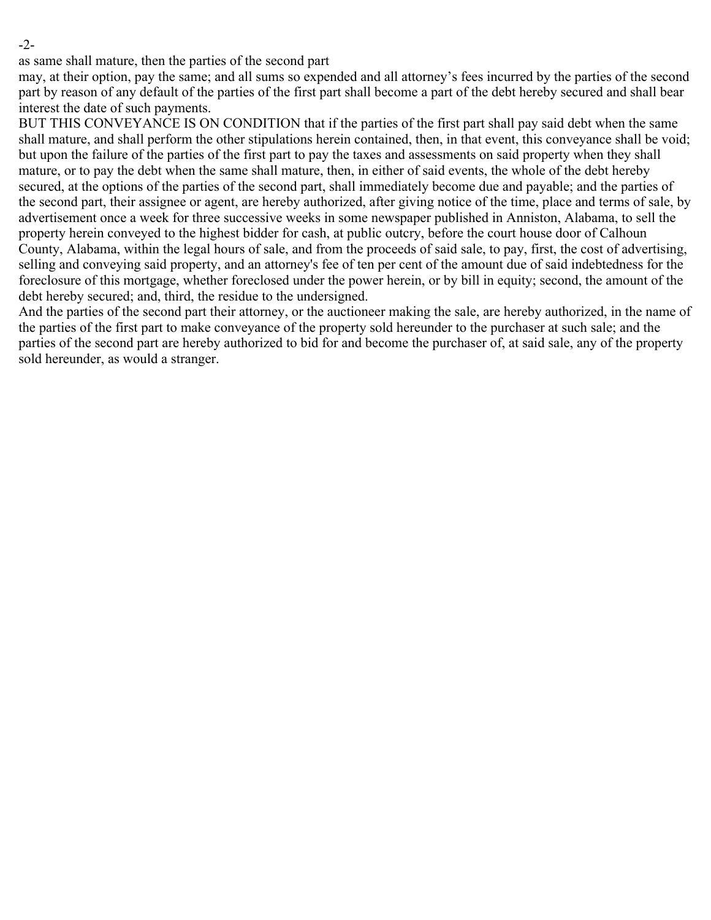as same shall mature, then the parties of the second part may, at their option, pay the same; and all sums so expended and all attorney's fees incurred by the parties of the second part by reason of any default of the parties of the first part shall become a part of the debt hereby secured and shall bear interest the date of such payments.

BUT THIS CONVEYANCE IS ON CONDITION that if the parties of the first part shall pay said debt when the same shall mature, and shall perform the other stipulations herein contained, then, in that event, this conveyance shall be void; but upon the failure of the parties of the first part to pay the taxes and assessments on said property when they shall mature, or to pay the debt when the same shall mature, then, in either of said events, the whole of the debt hereby secured, at the options of the parties of the second part, shall immediately become due and payable; and the parties of the second part, their assignee or agent, are hereby authorized, after giving notice of the time, place and terms of sale, by advertisement once a week for three successive weeks in some newspaper published in Anniston, Alabama, to sell the property herein conveyed to the highest bidder for cash, at public outcry, before the court house door of Calhoun County, Alabama, within the legal hours of sale, and from the proceeds of said sale, to pay, first, the cost of advertising, selling and conveying said property, and an attorney's fee of ten per cent of the amount due of said indebtedness for the foreclosure of this mortgage, whether foreclosed under the power herein, or by bill in equity; second, the amount of the debt hereby secured; and, third, the residue to the undersigned.

And the parties of the second part their attorney, or the auctioneer making the sale, are hereby authorized, in the name of the parties of the first part to make conveyance of the property sold hereunder to the purchaser at such sale; and the parties of the second part are hereby authorized to bid for and become the purchaser of, at said sale, any of the property sold hereunder, as would a stranger.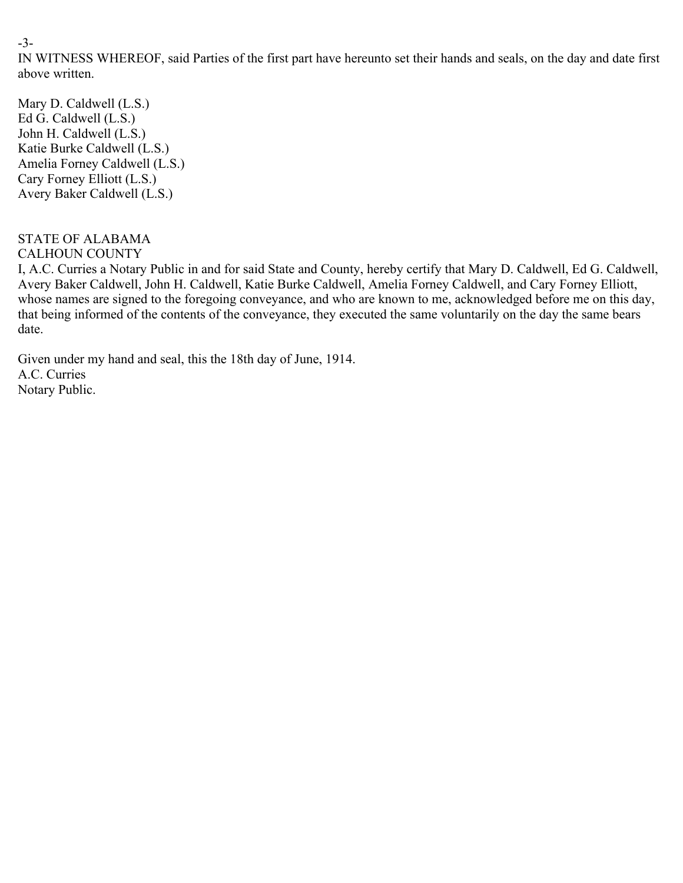IN WITNESS WHEREOF, said Parties of the first part have hereunto set their hands and seals, on the day and date first above written.

Mary D. Caldwell (L.S.)
Ed G. Caldwell (L.S.)
John H. Caldwell (L.S.)
Katie Burke Caldwell (L.S.)
Amelia Forney Caldwell (L.S.)
Cary Forney Elliott (L.S.)
Avery Baker Caldwell (L.S.)

STATE OF ALABAMA
CALHOUN COUNTY

I, A.C. Curries a Notary Public in and for said State and County, hereby certify that Mary D. Caldwell, Ed G. Caldwell, Avery Baker Caldwell, John H. Caldwell, Katie Burke Caldwell, Amelia Forney Caldwell, and Cary Forney Elliott, whose names are signed to the foregoing conveyance, and who are known to me, acknowledged before me on this day, that being informed of the contents of the conveyance, they executed the same voluntarily on the day the same bears date.

Given under my hand and seal, this the 18th day of June, 1914.
A.C. Curries
Notary Public.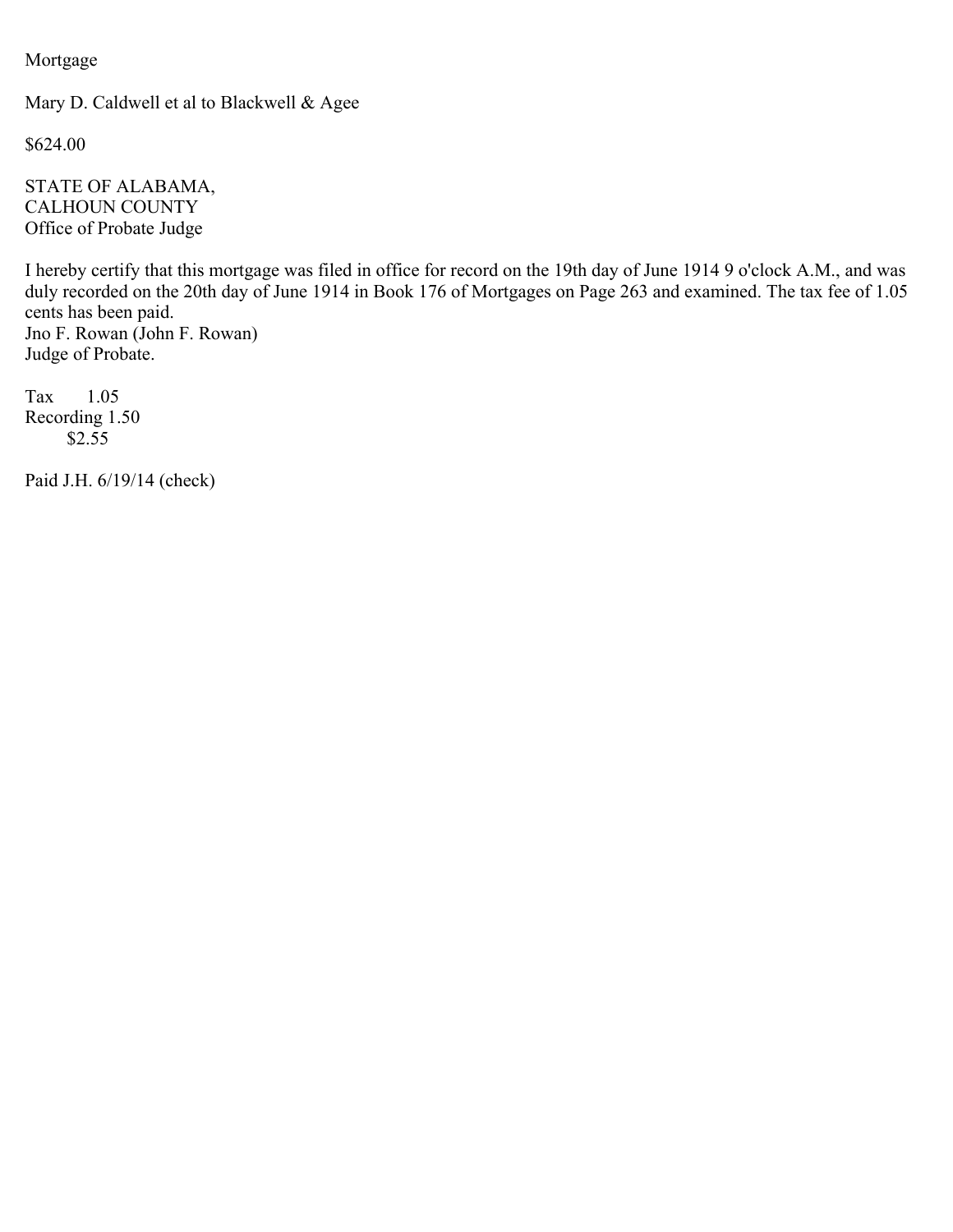Mortgage

Mary D. Caldwell et al to Blackwell & Agee

$624.00

STATE OF ALABAMA,
CALHOUN COUNTY
Office of Probate Judge

I hereby certify that this mortgage was filed in office for record on the 19th day of June 1914 9 o'clock A.M., and was duly recorded on the 20th day of June 1914 in Book 176 of Mortgages on Page 263 and examined. The tax fee of 1.05 cents has been paid.
Jno F. Rowan (John F. Rowan)
Judge of Probate.

Tax 1.05
Recording 1.50
$2.55

Paid J.H. 6/19/14 (check)